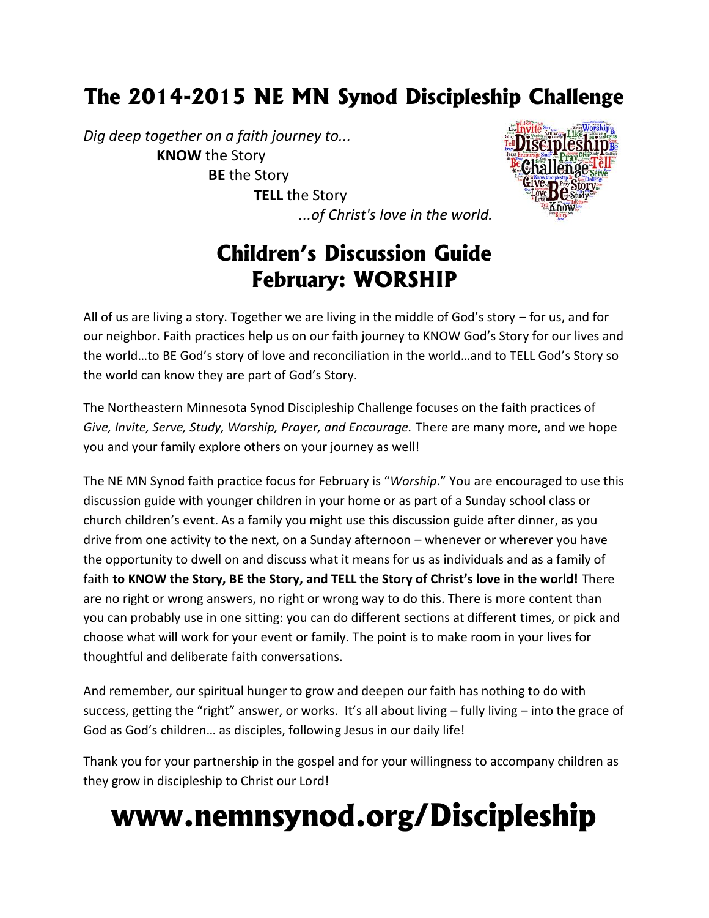# The 2014-2015 NE MN Synod Discipleship Challenge

*Dig deep together on a faith journey to...*

**KNOW** the Story

**BE** the Story

**TELL** the Story

*...of Christ's love in the world.*

## Children's Discussion Guide
## February: WORSHIP

All of us are living a story. Together we are living in the middle of God's story – for us, and for our neighbor. Faith practices help us on our faith journey to KNOW God's Story for our lives and the world…to BE God's story of love and reconciliation in the world…and to TELL God's Story so the world can know they are part of God's Story.

The Northeastern Minnesota Synod Discipleship Challenge focuses on the faith practices of *Give, Invite, Serve, Study, Worship, Prayer, and Encourage.* There are many more, and we hope you and your family explore others on your journey as well!

The NE MN Synod faith practice focus for February is "*Worship*." You are encouraged to use this discussion guide with younger children in your home or as part of a Sunday school class or church children's event. As a family you might use this discussion guide after dinner, as you drive from one activity to the next, on a Sunday afternoon – whenever or wherever you have the opportunity to dwell on and discuss what it means for us as individuals and as a family of faith **to KNOW the Story, BE the Story, and TELL the Story of Christ's love in the world!** There are no right or wrong answers, no right or wrong way to do this. There is more content than you can probably use in one sitting: you can do different sections at different times, or pick and choose what will work for your event or family. The point is to make room in your lives for thoughtful and deliberate faith conversations.

And remember, our spiritual hunger to grow and deepen our faith has nothing to do with success, getting the "right" answer, or works. It's all about living – fully living – into the grace of God as God's children… as disciples, following Jesus in our daily life!

Thank you for your partnership in the gospel and for your willingness to accompany children as they grow in discipleship to Christ our Lord!

# www.nemnsynod.org/Discipleship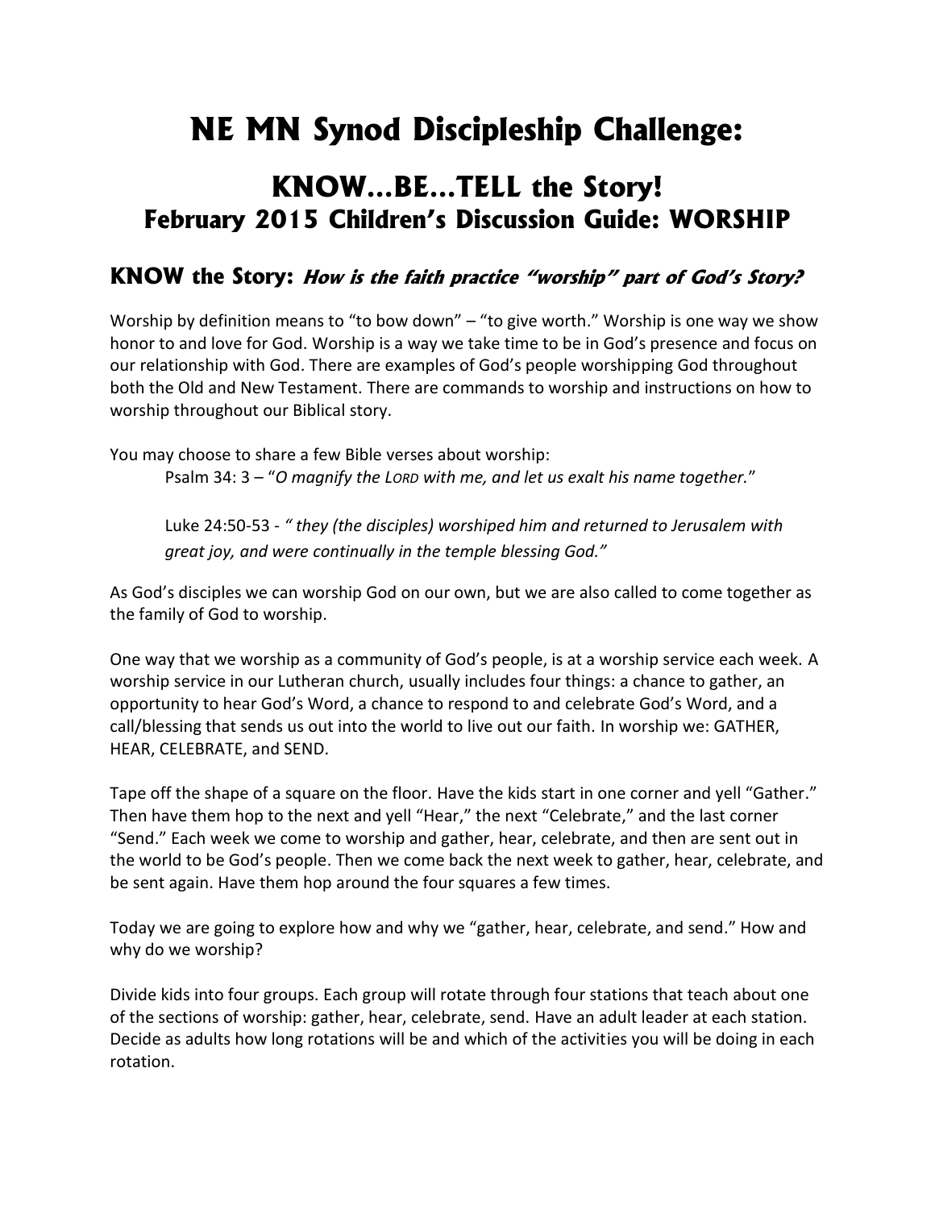# NE MN Synod Discipleship Challenge:

## KNOW…BE…TELL the Story!
### February 2015 Children's Discussion Guide: WORSHIP

## KNOW the Story: *How is the faith practice "worship" part of God's Story?*

Worship by definition means to "to bow down" – "to give worth." Worship is one way we show honor to and love for God. Worship is a way we take time to be in God's presence and focus on our relationship with God. There are examples of God's people worshipping God throughout both the Old and New Testament. There are commands to worship and instructions on how to worship throughout our Biblical story.

You may choose to share a few Bible verses about worship:

> Psalm 34: 3 – "*O magnify the LORD with me, and let us exalt his name together.*"
>
> Luke 24:50-53 - *" they (the disciples) worshiped him and returned to Jerusalem with great joy, and were continually in the temple blessing God."*

As God's disciples we can worship God on our own, but we are also called to come together as the family of God to worship.

One way that we worship as a community of God's people, is at a worship service each week. A worship service in our Lutheran church, usually includes four things: a chance to gather, an opportunity to hear God's Word, a chance to respond to and celebrate God's Word, and a call/blessing that sends us out into the world to live out our faith. In worship we: GATHER, HEAR, CELEBRATE, and SEND.

Tape off the shape of a square on the floor. Have the kids start in one corner and yell "Gather." Then have them hop to the next and yell "Hear," the next "Celebrate," and the last corner "Send." Each week we come to worship and gather, hear, celebrate, and then are sent out in the world to be God's people. Then we come back the next week to gather, hear, celebrate, and be sent again. Have them hop around the four squares a few times.

Today we are going to explore how and why we "gather, hear, celebrate, and send." How and why do we worship?

Divide kids into four groups. Each group will rotate through four stations that teach about one of the sections of worship: gather, hear, celebrate, send. Have an adult leader at each station. Decide as adults how long rotations will be and which of the activities you will be doing in each rotation.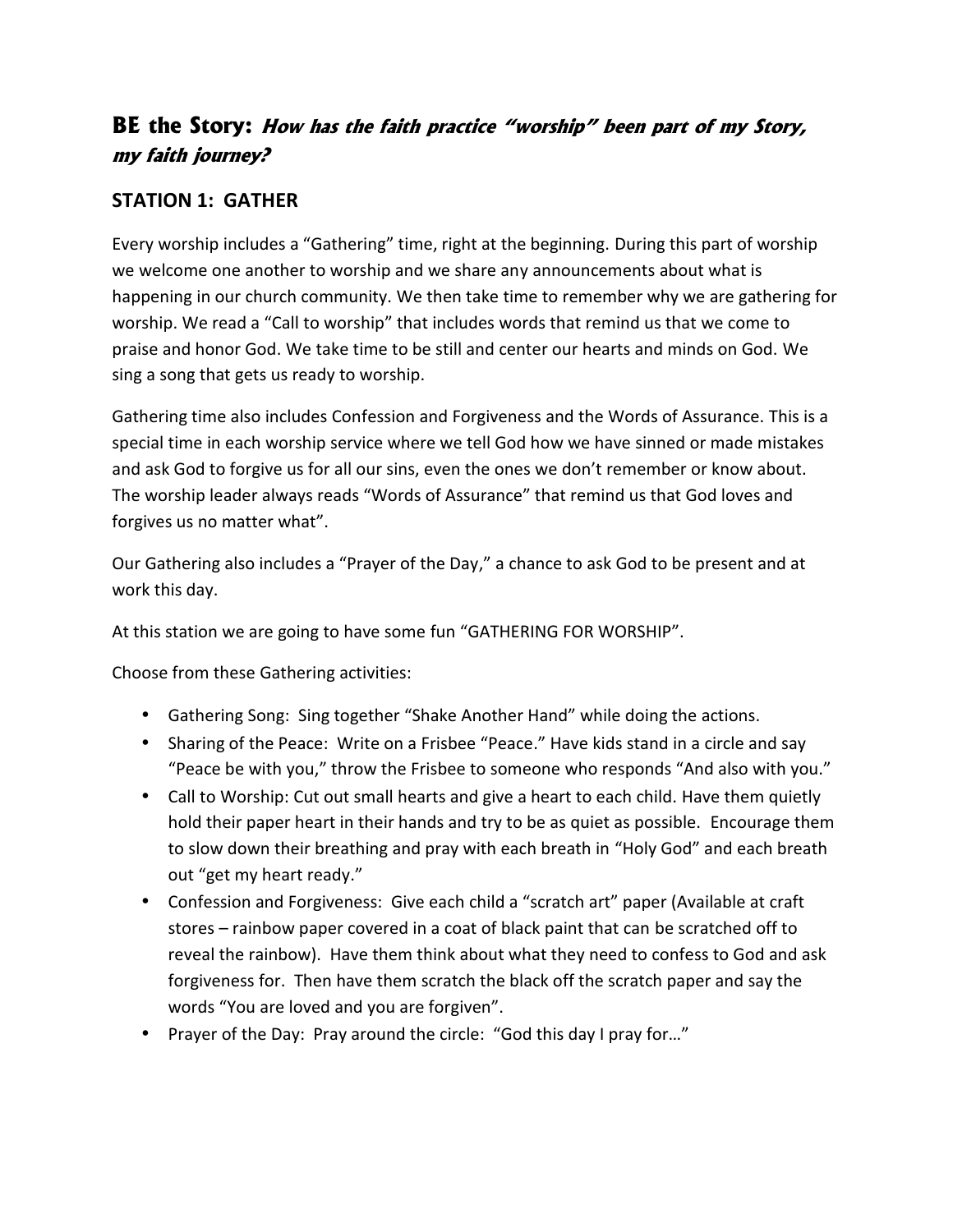## **BE the Story:** *How has the faith practice "worship" been part of my Story, my faith journey?*

### STATION 1: GATHER

Every worship includes a "Gathering" time, right at the beginning. During this part of worship we welcome one another to worship and we share any announcements about what is happening in our church community. We then take time to remember why we are gathering for worship. We read a "Call to worship" that includes words that remind us that we come to praise and honor God. We take time to be still and center our hearts and minds on God. We sing a song that gets us ready to worship.

Gathering time also includes Confession and Forgiveness and the Words of Assurance. This is a special time in each worship service where we tell God how we have sinned or made mistakes and ask God to forgive us for all our sins, even the ones we don't remember or know about. The worship leader always reads "Words of Assurance" that remind us that God loves and forgives us no matter what".

Our Gathering also includes a "Prayer of the Day," a chance to ask God to be present and at work this day.

At this station we are going to have some fun "GATHERING FOR WORSHIP".

Choose from these Gathering activities:

- Gathering Song: Sing together "Shake Another Hand" while doing the actions.
- Sharing of the Peace: Write on a Frisbee "Peace." Have kids stand in a circle and say "Peace be with you," throw the Frisbee to someone who responds "And also with you."
- Call to Worship: Cut out small hearts and give a heart to each child. Have them quietly hold their paper heart in their hands and try to be as quiet as possible. Encourage them to slow down their breathing and pray with each breath in "Holy God" and each breath out "get my heart ready."
- Confession and Forgiveness: Give each child a "scratch art" paper (Available at craft stores – rainbow paper covered in a coat of black paint that can be scratched off to reveal the rainbow). Have them think about what they need to confess to God and ask forgiveness for. Then have them scratch the black off the scratch paper and say the words "You are loved and you are forgiven".
- Prayer of the Day: Pray around the circle: "God this day I pray for…"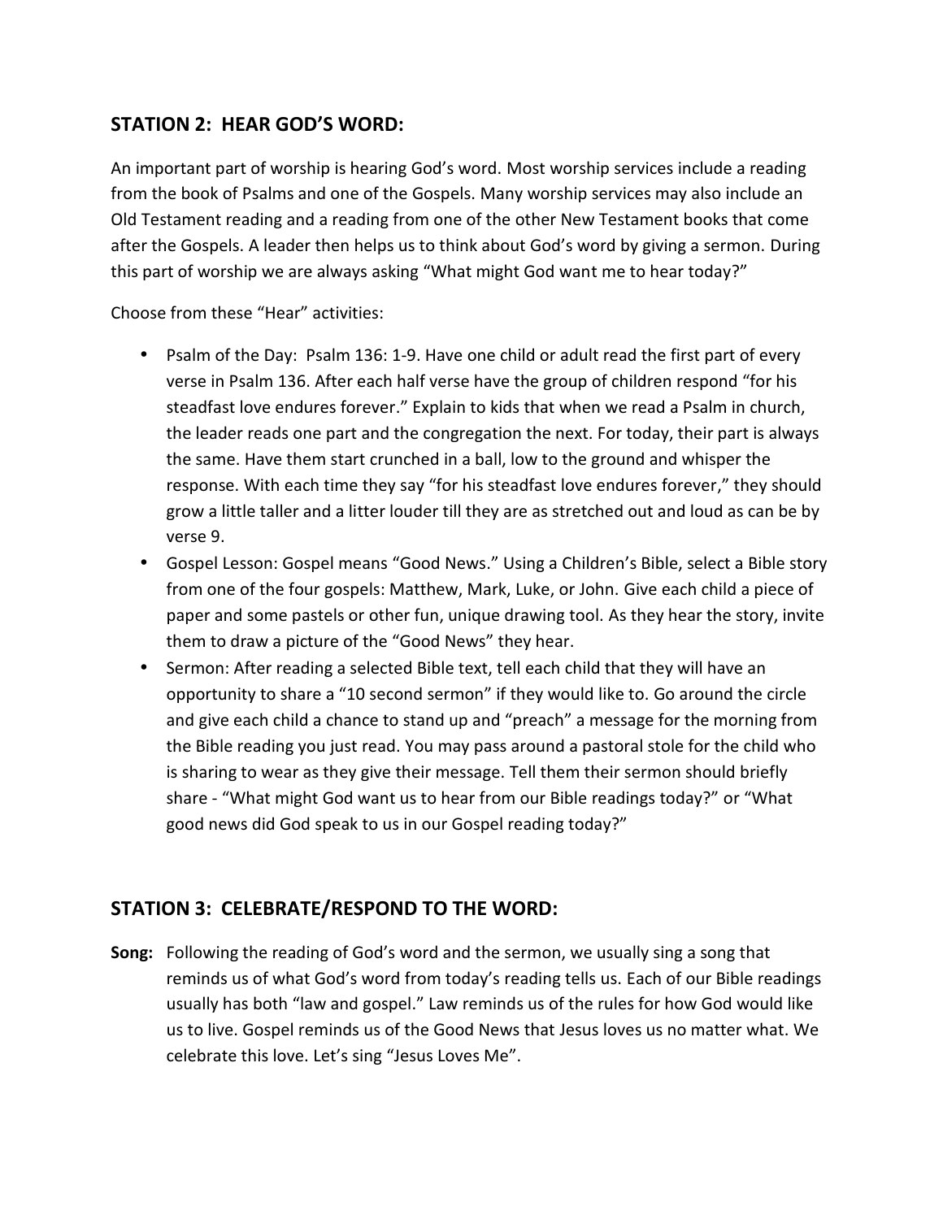## STATION 2: HEAR GOD'S WORD:

An important part of worship is hearing God's word. Most worship services include a reading from the book of Psalms and one of the Gospels. Many worship services may also include an Old Testament reading and a reading from one of the other New Testament books that come after the Gospels. A leader then helps us to think about God's word by giving a sermon. During this part of worship we are always asking "What might God want me to hear today?"

Choose from these "Hear" activities:

- Psalm of the Day: Psalm 136: 1-9. Have one child or adult read the first part of every verse in Psalm 136. After each half verse have the group of children respond "for his steadfast love endures forever." Explain to kids that when we read a Psalm in church, the leader reads one part and the congregation the next. For today, their part is always the same. Have them start crunched in a ball, low to the ground and whisper the response. With each time they say "for his steadfast love endures forever," they should grow a little taller and a litter louder till they are as stretched out and loud as can be by verse 9.
- Gospel Lesson: Gospel means "Good News." Using a Children's Bible, select a Bible story from one of the four gospels: Matthew, Mark, Luke, or John. Give each child a piece of paper and some pastels or other fun, unique drawing tool. As they hear the story, invite them to draw a picture of the "Good News" they hear.
- Sermon: After reading a selected Bible text, tell each child that they will have an opportunity to share a "10 second sermon" if they would like to. Go around the circle and give each child a chance to stand up and "preach" a message for the morning from the Bible reading you just read. You may pass around a pastoral stole for the child who is sharing to wear as they give their message. Tell them their sermon should briefly share - "What might God want us to hear from our Bible readings today?" or "What good news did God speak to us in our Gospel reading today?"

## STATION 3: CELEBRATE/RESPOND TO THE WORD:

**Song:** Following the reading of God's word and the sermon, we usually sing a song that reminds us of what God's word from today's reading tells us. Each of our Bible readings usually has both "law and gospel." Law reminds us of the rules for how God would like us to live. Gospel reminds us of the Good News that Jesus loves us no matter what. We celebrate this love. Let's sing "Jesus Loves Me".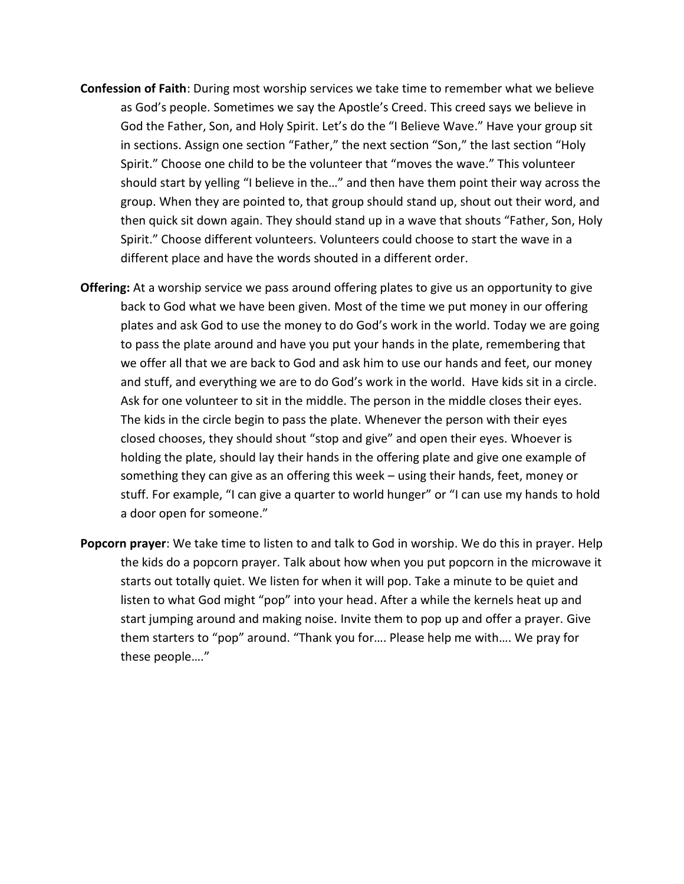**Confession of Faith**: During most worship services we take time to remember what we believe as God's people. Sometimes we say the Apostle's Creed. This creed says we believe in God the Father, Son, and Holy Spirit. Let's do the "I Believe Wave." Have your group sit in sections. Assign one section "Father," the next section "Son," the last section "Holy Spirit." Choose one child to be the volunteer that "moves the wave." This volunteer should start by yelling "I believe in the…" and then have them point their way across the group. When they are pointed to, that group should stand up, shout out their word, and then quick sit down again. They should stand up in a wave that shouts "Father, Son, Holy Spirit." Choose different volunteers. Volunteers could choose to start the wave in a different place and have the words shouted in a different order.

**Offering:** At a worship service we pass around offering plates to give us an opportunity to give back to God what we have been given. Most of the time we put money in our offering plates and ask God to use the money to do God's work in the world. Today we are going to pass the plate around and have you put your hands in the plate, remembering that we offer all that we are back to God and ask him to use our hands and feet, our money and stuff, and everything we are to do God's work in the world. Have kids sit in a circle. Ask for one volunteer to sit in the middle. The person in the middle closes their eyes. The kids in the circle begin to pass the plate. Whenever the person with their eyes closed chooses, they should shout "stop and give" and open their eyes. Whoever is holding the plate, should lay their hands in the offering plate and give one example of something they can give as an offering this week – using their hands, feet, money or stuff. For example, "I can give a quarter to world hunger" or "I can use my hands to hold a door open for someone."

**Popcorn prayer**: We take time to listen to and talk to God in worship. We do this in prayer. Help the kids do a popcorn prayer. Talk about how when you put popcorn in the microwave it starts out totally quiet. We listen for when it will pop. Take a minute to be quiet and listen to what God might "pop" into your head. After a while the kernels heat up and start jumping around and making noise. Invite them to pop up and offer a prayer. Give them starters to "pop" around. "Thank you for…. Please help me with…. We pray for these people…."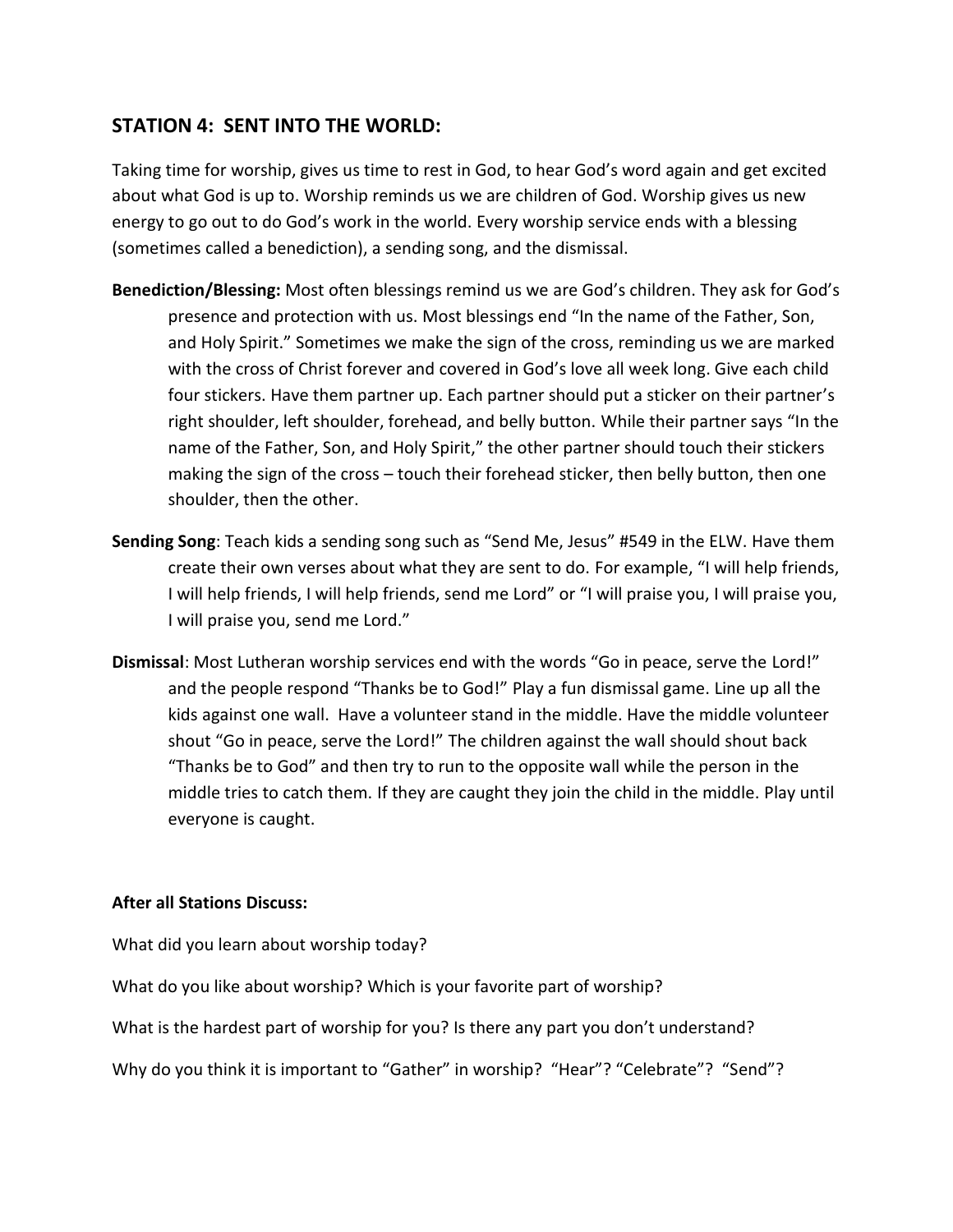## STATION 4: SENT INTO THE WORLD:

Taking time for worship, gives us time to rest in God, to hear God's word again and get excited about what God is up to. Worship reminds us we are children of God. Worship gives us new energy to go out to do God's work in the world. Every worship service ends with a blessing (sometimes called a benediction), a sending song, and the dismissal.

**Benediction/Blessing:** Most often blessings remind us we are God's children. They ask for God's presence and protection with us. Most blessings end "In the name of the Father, Son, and Holy Spirit." Sometimes we make the sign of the cross, reminding us we are marked with the cross of Christ forever and covered in God's love all week long. Give each child four stickers. Have them partner up. Each partner should put a sticker on their partner's right shoulder, left shoulder, forehead, and belly button. While their partner says "In the name of the Father, Son, and Holy Spirit," the other partner should touch their stickers making the sign of the cross – touch their forehead sticker, then belly button, then one shoulder, then the other.

**Sending Song**: Teach kids a sending song such as "Send Me, Jesus" #549 in the ELW. Have them create their own verses about what they are sent to do. For example, "I will help friends, I will help friends, I will help friends, send me Lord" or "I will praise you, I will praise you, I will praise you, send me Lord."

**Dismissal**: Most Lutheran worship services end with the words "Go in peace, serve the Lord!" and the people respond "Thanks be to God!" Play a fun dismissal game. Line up all the kids against one wall. Have a volunteer stand in the middle. Have the middle volunteer shout "Go in peace, serve the Lord!" The children against the wall should shout back "Thanks be to God" and then try to run to the opposite wall while the person in the middle tries to catch them. If they are caught they join the child in the middle. Play until everyone is caught.

**After all Stations Discuss:**

What did you learn about worship today?

What do you like about worship? Which is your favorite part of worship?

What is the hardest part of worship for you? Is there any part you don't understand?

Why do you think it is important to "Gather" in worship? "Hear"? "Celebrate"? "Send"?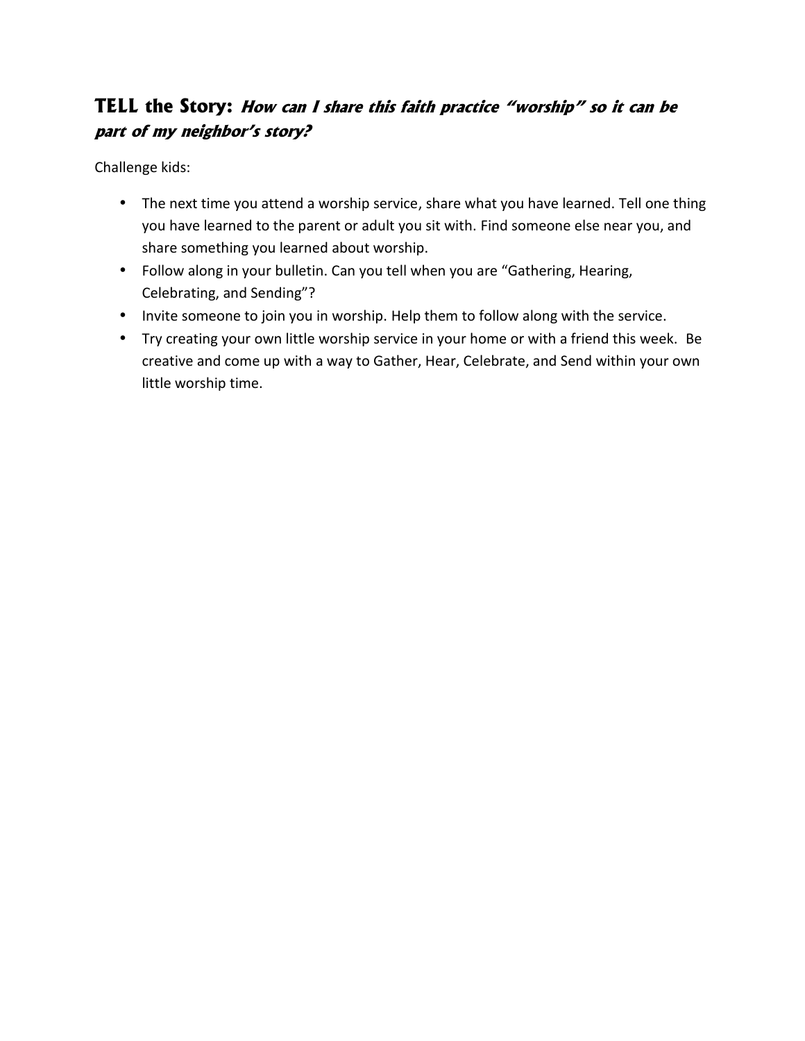## **TELL the Story:** ***How can I share this faith practice "worship" so it can be part of my neighbor's story?***

Challenge kids:

- The next time you attend a worship service, share what you have learned. Tell one thing you have learned to the parent or adult you sit with. Find someone else near you, and share something you learned about worship.
- Follow along in your bulletin. Can you tell when you are "Gathering, Hearing, Celebrating, and Sending"?
- Invite someone to join you in worship. Help them to follow along with the service.
- Try creating your own little worship service in your home or with a friend this week. Be creative and come up with a way to Gather, Hear, Celebrate, and Send within your own little worship time.